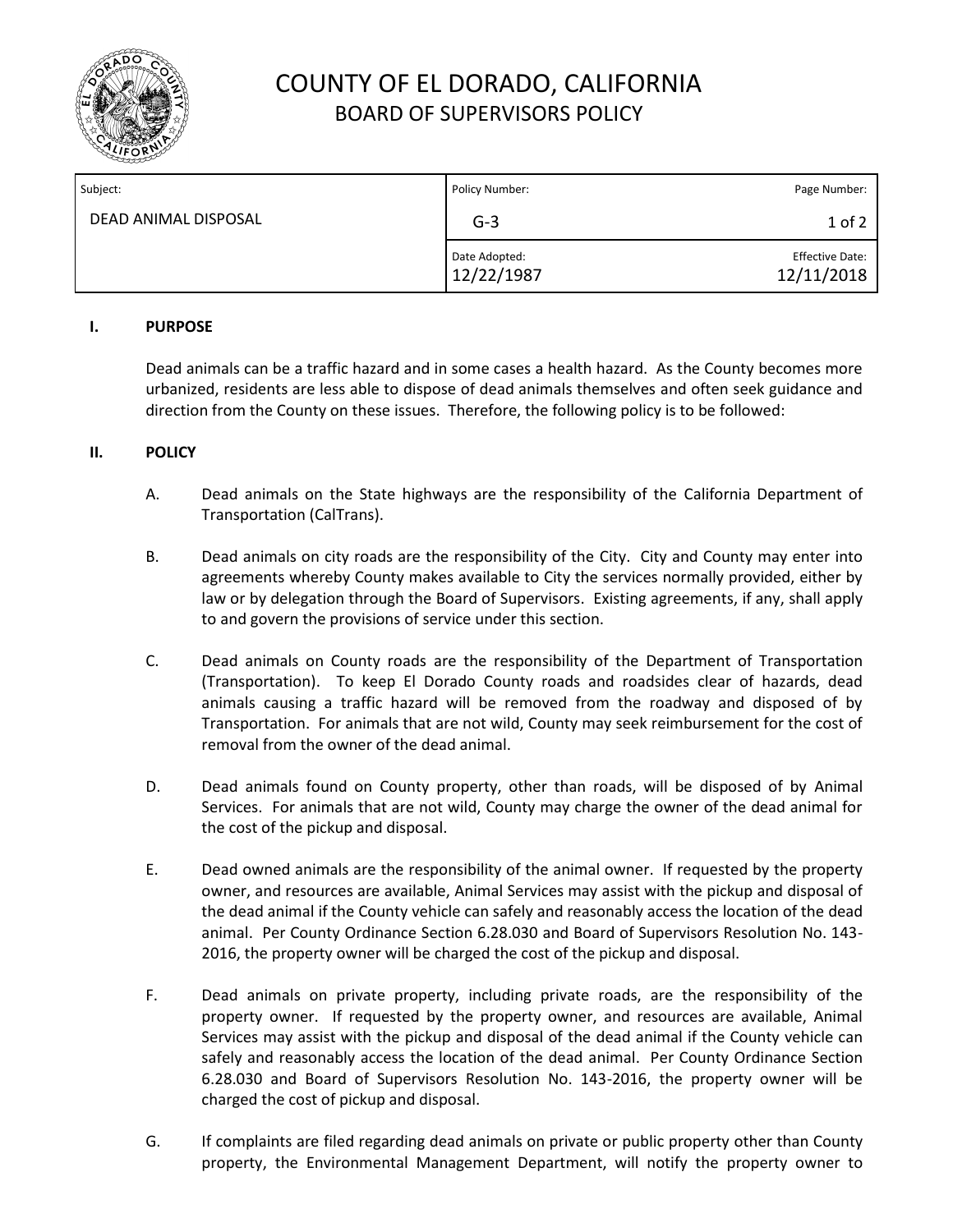# COUNTY OF EL DORADO, CALIFORNIA
## BOARD OF SUPERVISORS POLICY

| Subject: | Policy Number: | Page Number: |
|---|---|---|
| DEAD ANIMAL DISPOSAL | G-3 | 1 of 2 |
| | Date Adopted: 12/22/1987 | Effective Date: 12/11/2018 |

### I. PURPOSE

Dead animals can be a traffic hazard and in some cases a health hazard. As the County becomes more urbanized, residents are less able to dispose of dead animals themselves and often seek guidance and direction from the County on these issues. Therefore, the following policy is to be followed:

### II. POLICY

A. Dead animals on the State highways are the responsibility of the California Department of Transportation (CalTrans).

B. Dead animals on city roads are the responsibility of the City. City and County may enter into agreements whereby County makes available to City the services normally provided, either by law or by delegation through the Board of Supervisors. Existing agreements, if any, shall apply to and govern the provisions of service under this section.

C. Dead animals on County roads are the responsibility of the Department of Transportation (Transportation). To keep El Dorado County roads and roadsides clear of hazards, dead animals causing a traffic hazard will be removed from the roadway and disposed of by Transportation. For animals that are not wild, County may seek reimbursement for the cost of removal from the owner of the dead animal.

D. Dead animals found on County property, other than roads, will be disposed of by Animal Services. For animals that are not wild, County may charge the owner of the dead animal for the cost of the pickup and disposal.

E. Dead owned animals are the responsibility of the animal owner. If requested by the property owner, and resources are available, Animal Services may assist with the pickup and disposal of the dead animal if the County vehicle can safely and reasonably access the location of the dead animal. Per County Ordinance Section 6.28.030 and Board of Supervisors Resolution No. 143-2016, the property owner will be charged the cost of the pickup and disposal.

F. Dead animals on private property, including private roads, are the responsibility of the property owner. If requested by the property owner, and resources are available, Animal Services may assist with the pickup and disposal of the dead animal if the County vehicle can safely and reasonably access the location of the dead animal. Per County Ordinance Section 6.28.030 and Board of Supervisors Resolution No. 143-2016, the property owner will be charged the cost of pickup and disposal.

G. If complaints are filed regarding dead animals on private or public property other than County property, the Environmental Management Department, will notify the property owner to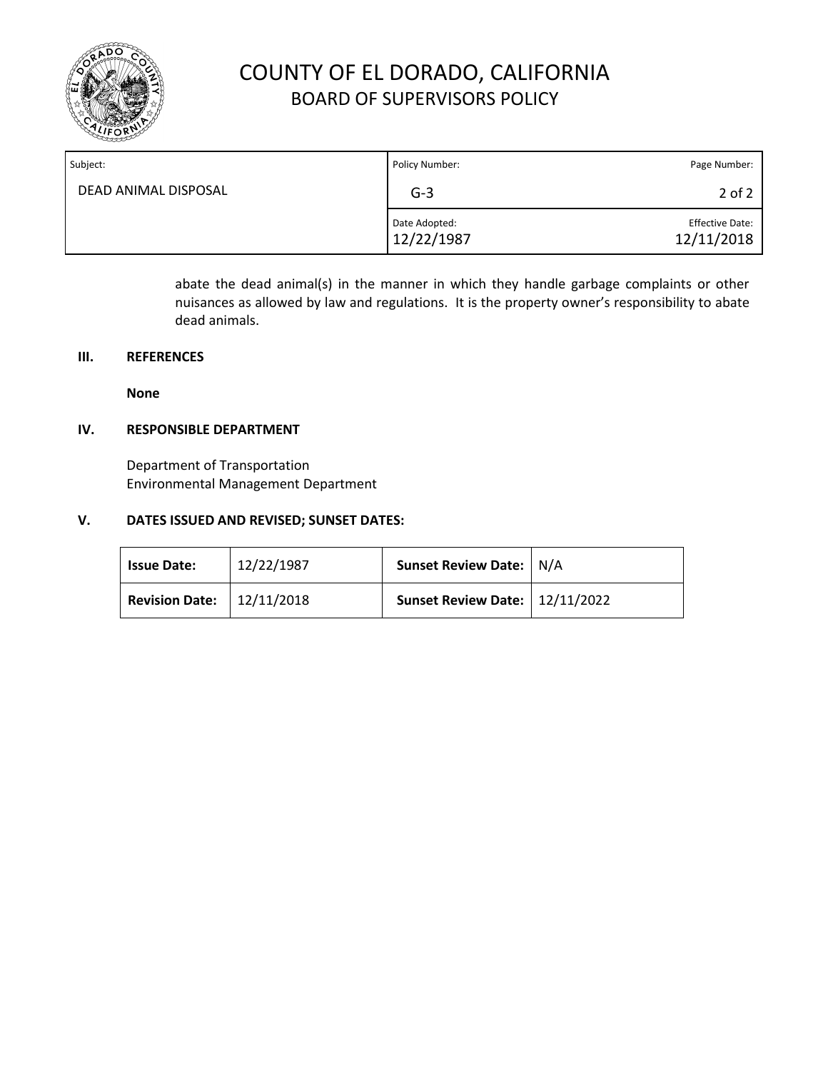abate the dead animal(s) in the manner in which they handle garbage complaints or other nuisances as allowed by law and regulations. It is the property owner's responsibility to abate dead animals.

## III. REFERENCES

**None**

## IV. RESPONSIBLE DEPARTMENT

Department of Transportation
Environmental Management Department

## V. DATES ISSUED AND REVISED; SUNSET DATES:

| | | | |
|---|---|---|---|
| **Issue Date:** | 12/22/1987 | **Sunset Review Date:** | N/A |
| **Revision Date:** | 12/11/2018 | **Sunset Review Date:** | 12/11/2022 |